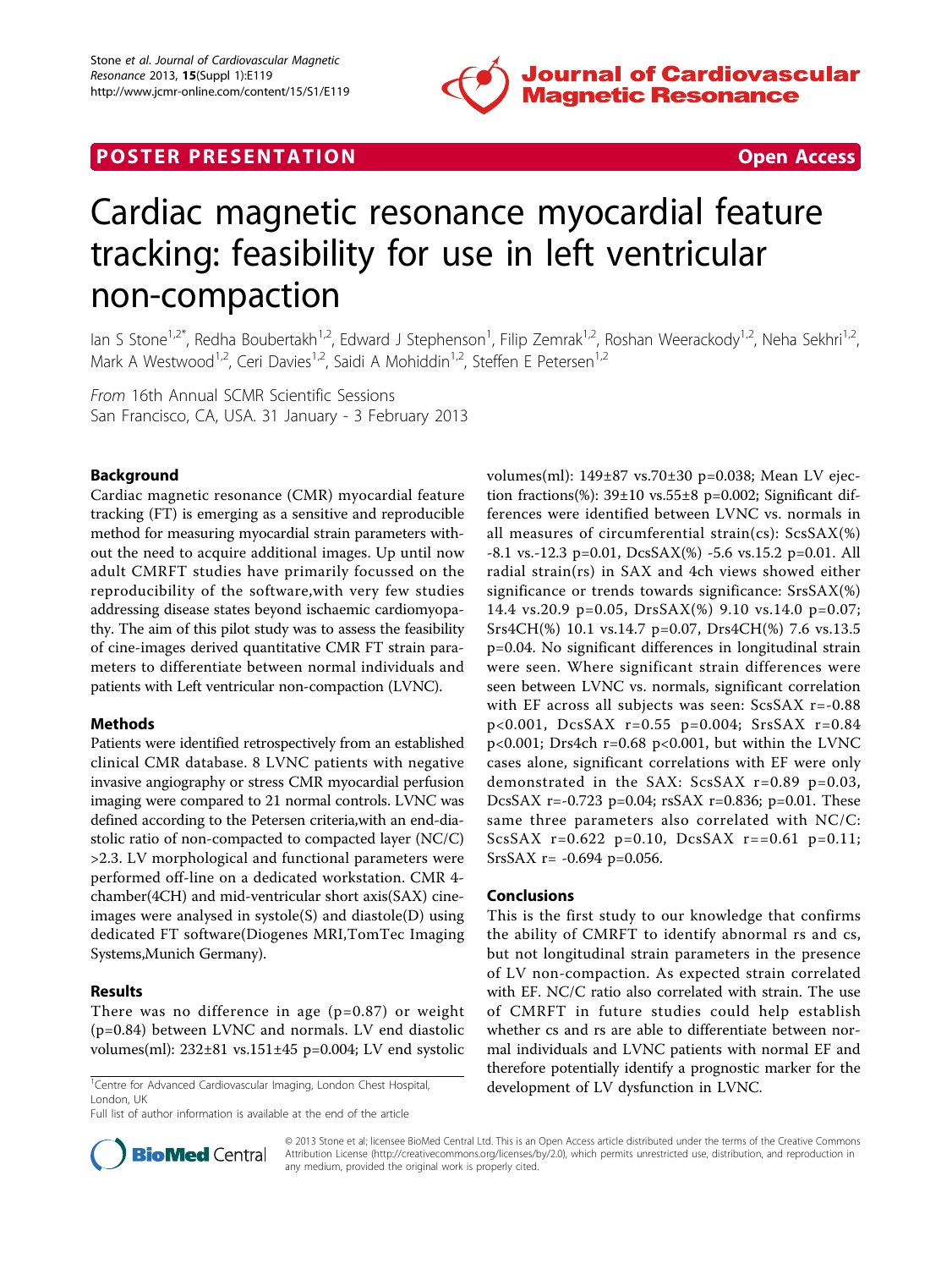POSTER PRESENTATION — Open Access

# Cardiac magnetic resonance myocardial feature tracking: feasibility for use in left ventricular non-compaction

Ian S Stone[1,2*], Redha Boubertakh[1,2], Edward J Stephenson[1], Filip Zemrak[1,2], Roshan Weerackody[1,2], Neha Sekhri[1,2], Mark A Westwood[1,2], Ceri Davies[1,2], Saidi A Mohiddin[1,2], Steffen E Petersen[1,2]

*From* 16th Annual SCMR Scientific Sessions
San Francisco, CA, USA. 31 January - 3 February 2013

## Background

Cardiac magnetic resonance (CMR) myocardial feature tracking (FT) is emerging as a sensitive and reproducible method for measuring myocardial strain parameters without the need to acquire additional images. Up until now adult CMRFT studies have primarily focussed on the reproducibility of the software,with very few studies addressing disease states beyond ischaemic cardiomyopathy. The aim of this pilot study was to assess the feasibility of cine-images derived quantitative CMR FT strain parameters to differentiate between normal individuals and patients with Left ventricular non-compaction (LVNC).

## Methods

Patients were identified retrospectively from an established clinical CMR database. 8 LVNC patients with negative invasive angiography or stress CMR myocardial perfusion imaging were compared to 21 normal controls. LVNC was defined according to the Petersen criteria,with an end-diastolic ratio of non-compacted to compacted layer (NC/C) >2.3. LV morphological and functional parameters were performed off-line on a dedicated workstation. CMR 4-chamber(4CH) and mid-ventricular short axis(SAX) cine-images were analysed in systole(S) and diastole(D) using dedicated FT software(Diogenes MRI,TomTec Imaging Systems,Munich Germany).

## Results

There was no difference in age (p=0.87) or weight (p=0.84) between LVNC and normals. LV end diastolic volumes(ml): 232±81 vs.151±45 p=0.004; LV end systolic volumes(ml): 149±87 vs.70±30 p=0.038; Mean LV ejection fractions(%): 39±10 vs.55±8 p=0.002; Significant differences were identified between LVNC vs. normals in all measures of circumferential strain(cs): ScsSAX(%) -8.1 vs.-12.3 p=0.01, DcsSAX(%) -5.6 vs.15.2 p=0.01. All radial strain(rs) in SAX and 4ch views showed either significance or trends towards significance: SrsSAX(%) 14.4 vs.20.9 p=0.05, DrsSAX(%) 9.10 vs.14.0 p=0.07; Srs4CH(%) 10.1 vs.14.7 p=0.07, Drs4CH(%) 7.6 vs.13.5 p=0.04. No significant differences in longitudinal strain were seen. Where significant strain differences were seen between LVNC vs. normals, significant correlation with EF across all subjects was seen: ScsSAX r=-0.88 p<0.001, DcsSAX r=0.55 p=0.004; SrsSAX r=0.84 p<0.001; Drs4ch r=0.68 p<0.001, but within the LVNC cases alone, significant correlations with EF were only demonstrated in the SAX: ScsSAX r=0.89 p=0.03, DcsSAX r=-0.723 p=0.04; rsSAX r=0.836; p=0.01. These same three parameters also correlated with NC/C: ScsSAX r=0.622 p=0.10, DcsSAX r==0.61 p=0.11; SrsSAX r= -0.694 p=0.056.

## Conclusions

This is the first study to our knowledge that confirms the ability of CMRFT to identify abnormal rs and cs, but not longitudinal strain parameters in the presence of LV non-compaction. As expected strain correlated with EF. NC/C ratio also correlated with strain. The use of CMRFT in future studies could help establish whether cs and rs are able to differentiate between normal individuals and LVNC patients with normal EF and therefore potentially identify a prognostic marker for the development of LV dysfunction in LVNC.

[1]Centre for Advanced Cardiovascular Imaging, London Chest Hospital, London, UK
Full list of author information is available at the end of the article

© 2013 Stone et al; licensee BioMed Central Ltd. This is an Open Access article distributed under the terms of the Creative Commons Attribution License (http://creativecommons.org/licenses/by/2.0), which permits unrestricted use, distribution, and reproduction in any medium, provided the original work is properly cited.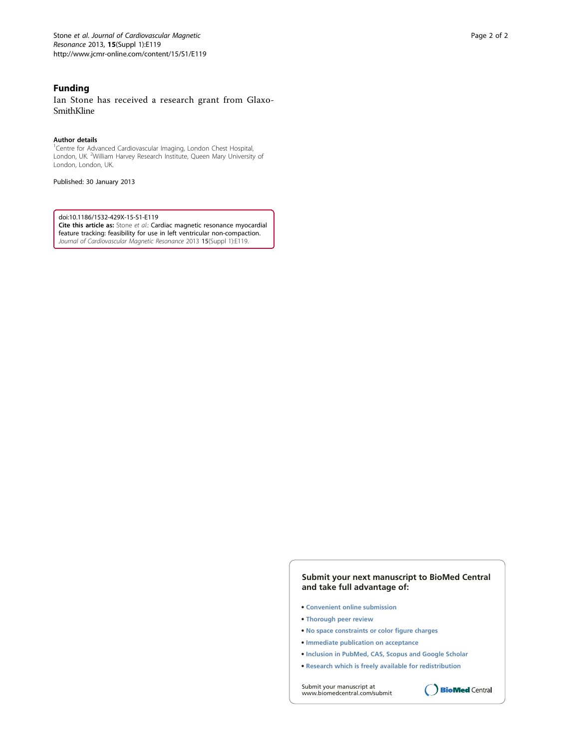## Funding

Ian Stone has received a research grant from Glaxo-SmithKline

### Author details

[1]Centre for Advanced Cardiovascular Imaging, London Chest Hospital, London, UK. [2]William Harvey Research Institute, Queen Mary University of London, London, UK.

Published: 30 January 2013

doi:10.1186/1532-429X-15-S1-E119
**Cite this article as:** Stone *et al.*: Cardiac magnetic resonance myocardial feature tracking: feasibility for use in left ventricular non-compaction. *Journal of Cardiovascular Magnetic Resonance* 2013 **15**(Suppl 1):E119.

**Submit your next manuscript to BioMed Central and take full advantage of:**

- **Convenient online submission**
- **Thorough peer review**
- **No space constraints or color figure charges**
- **Immediate publication on acceptance**
- **Inclusion in PubMed, CAS, Scopus and Google Scholar**
- **Research which is freely available for redistribution**

Submit your manuscript at www.biomedcentral.com/submit

BioMed Central